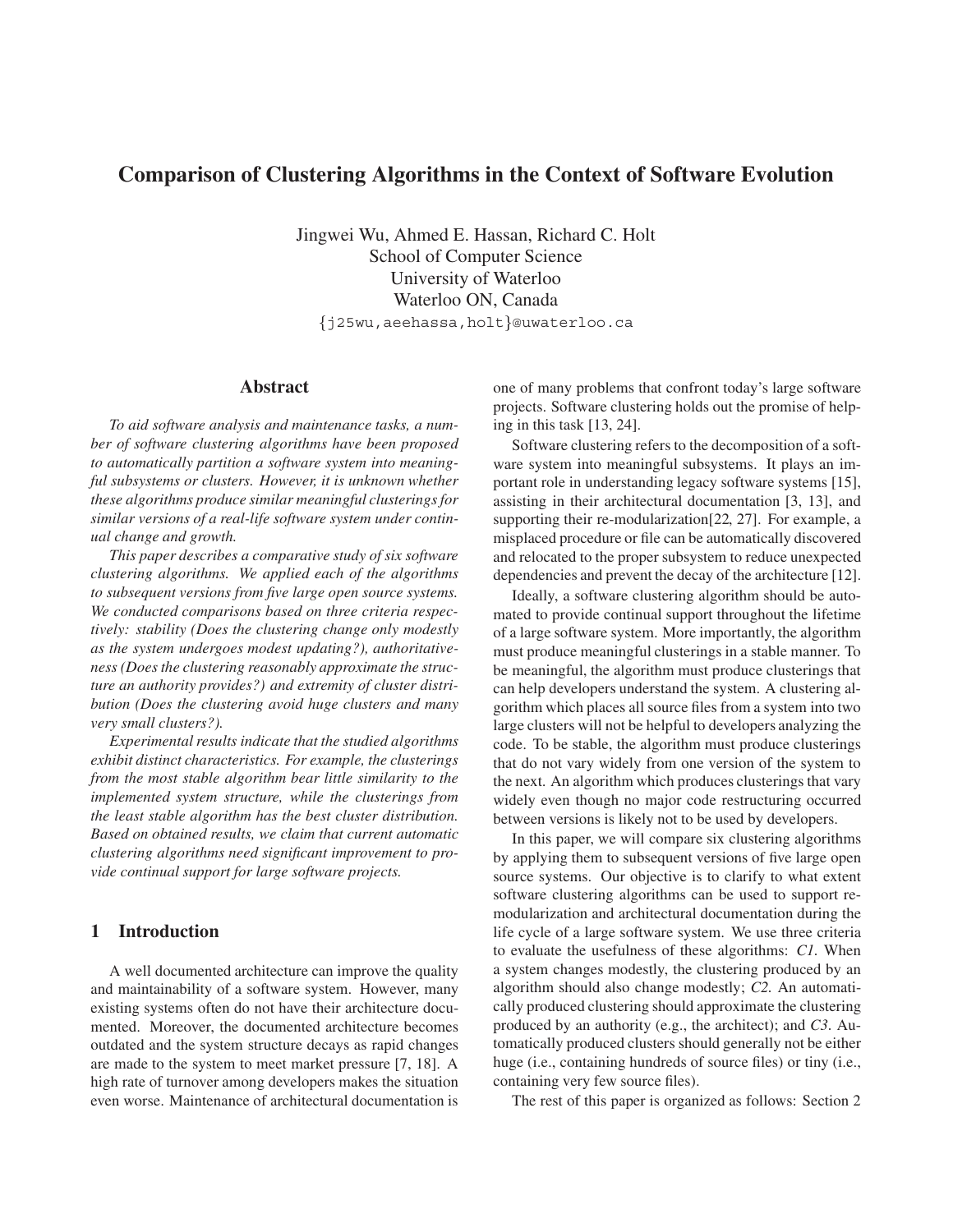# Comparison of Clustering Algorithms in the Context of Software Evolution

Jingwei Wu, Ahmed E. Hassan, Richard C. Holt
School of Computer Science
University of Waterloo
Waterloo ON, Canada
{j25wu,aeehassa,holt}@uwaterloo.ca

## Abstract

*To aid software analysis and maintenance tasks, a number of software clustering algorithms have been proposed to automatically partition a software system into meaningful subsystems or clusters. However, it is unknown whether these algorithms produce similar meaningful clusterings for similar versions of a real-life software system under continual change and growth.*

*This paper describes a comparative study of six software clustering algorithms. We applied each of the algorithms to subsequent versions from five large open source systems. We conducted comparisons based on three criteria respectively: stability (Does the clustering change only modestly as the system undergoes modest updating?), authoritativeness (Does the clustering reasonably approximate the structure an authority provides?) and extremity of cluster distribution (Does the clustering avoid huge clusters and many very small clusters?).*

*Experimental results indicate that the studied algorithms exhibit distinct characteristics. For example, the clusterings from the most stable algorithm bear little similarity to the implemented system structure, while the clusterings from the least stable algorithm has the best cluster distribution. Based on obtained results, we claim that current automatic clustering algorithms need significant improvement to provide continual support for large software projects.*

## 1 Introduction

A well documented architecture can improve the quality and maintainability of a software system. However, many existing systems often do not have their architecture documented. Moreover, the documented architecture becomes outdated and the system structure decays as rapid changes are made to the system to meet market pressure [7, 18]. A high rate of turnover among developers makes the situation even worse. Maintenance of architectural documentation is one of many problems that confront today's large software projects. Software clustering holds out the promise of helping in this task [13, 24].

Software clustering refers to the decomposition of a software system into meaningful subsystems. It plays an important role in understanding legacy software systems [15], assisting in their architectural documentation [3, 13], and supporting their re-modularization[22, 27]. For example, a misplaced procedure or file can be automatically discovered and relocated to the proper subsystem to reduce unexpected dependencies and prevent the decay of the architecture [12].

Ideally, a software clustering algorithm should be automated to provide continual support throughout the lifetime of a large software system. More importantly, the algorithm must produce meaningful clusterings in a stable manner. To be meaningful, the algorithm must produce clusterings that can help developers understand the system. A clustering algorithm which places all source files from a system into two large clusters will not be helpful to developers analyzing the code. To be stable, the algorithm must produce clusterings that do not vary widely from one version of the system to the next. An algorithm which produces clusterings that vary widely even though no major code restructuring occurred between versions is likely not to be used by developers.

In this paper, we will compare six clustering algorithms by applying them to subsequent versions of five large open source systems. Our objective is to clarify to what extent software clustering algorithms can be used to support re-modularization and architectural documentation during the life cycle of a large software system. We use three criteria to evaluate the usefulness of these algorithms: *C1.* When a system changes modestly, the clustering produced by an algorithm should also change modestly; *C2.* An automatically produced clustering should approximate the clustering produced by an authority (e.g., the architect); and *C3.* Automatically produced clusters should generally not be either huge (i.e., containing hundreds of source files) or tiny (i.e., containing very few source files).

The rest of this paper is organized as follows: Section 2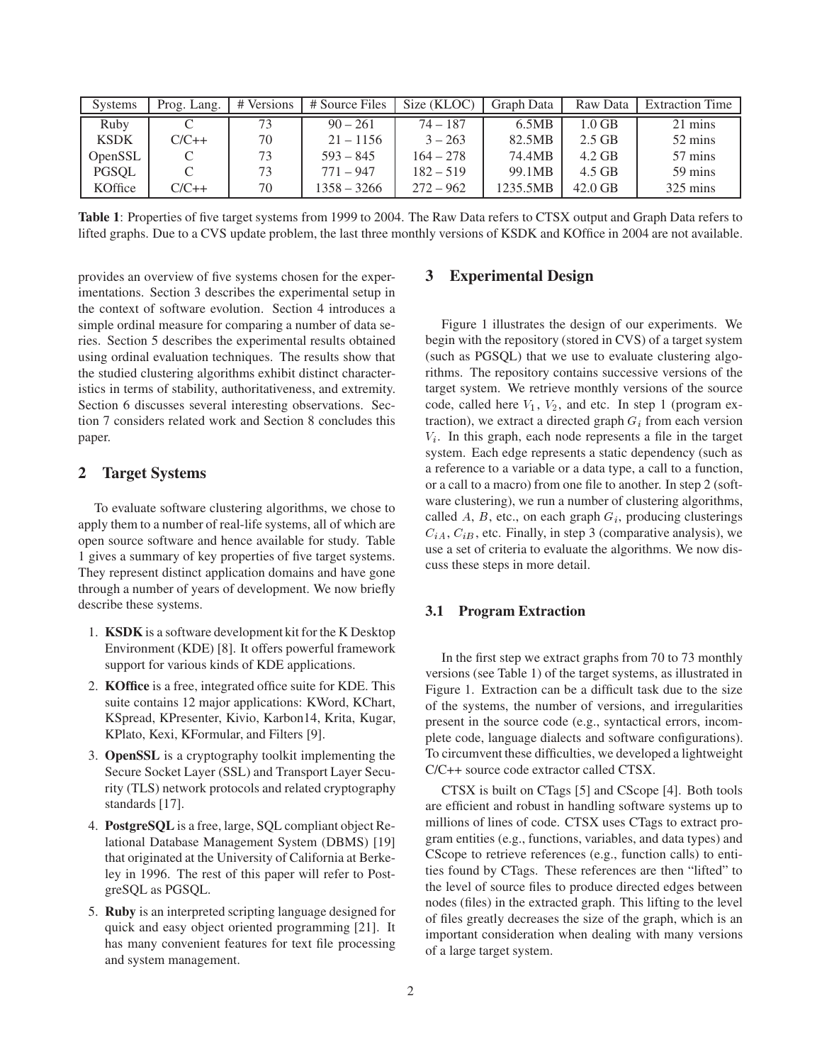| Systems | Prog. Lang. | # Versions | # Source Files | Size (KLOC) | Graph Data | Raw Data | Extraction Time |
|---|---|---|---|---|---|---|---|
| Ruby | C | 73 | 90 – 261 | 74 – 187 | 6.5MB | 1.0 GB | 21 mins |
| KSDK | C/C++ | 70 | 21 – 1156 | 3 – 263 | 82.5MB | 2.5 GB | 52 mins |
| OpenSSL | C | 73 | 593 – 845 | 164 – 278 | 74.4MB | 4.2 GB | 57 mins |
| PGSQL | C | 73 | 771 – 947 | 182 – 519 | 99.1MB | 4.5 GB | 59 mins |
| KOffice | C/C++ | 70 | 1358 – 3266 | 272 – 962 | 1235.5MB | 42.0 GB | 325 mins |

**Table 1**: Properties of five target systems from 1999 to 2004. The Raw Data refers to CTSX output and Graph Data refers to lifted graphs. Due to a CVS update problem, the last three monthly versions of KSDK and KOffice in 2004 are not available.

provides an overview of five systems chosen for the experimentations. Section 3 describes the experimental setup in the context of software evolution. Section 4 introduces a simple ordinal measure for comparing a number of data series. Section 5 describes the experimental results obtained using ordinal evaluation techniques. The results show that the studied clustering algorithms exhibit distinct characteristics in terms of stability, authoritativeness, and extremity. Section 6 discusses several interesting observations. Section 7 considers related work and Section 8 concludes this paper.

## 2 Target Systems

To evaluate software clustering algorithms, we chose to apply them to a number of real-life systems, all of which are open source software and hence available for study. Table 1 gives a summary of key properties of five target systems. They represent distinct application domains and have gone through a number of years of development. We now briefly describe these systems.

1. **KSDK** is a software development kit for the K Desktop Environment (KDE) [8]. It offers powerful framework support for various kinds of KDE applications.
2. **KOffice** is a free, integrated office suite for KDE. This suite contains 12 major applications: KWord, KChart, KSpread, KPresenter, Kivio, Karbon14, Krita, Kugar, KPlato, Kexi, KFormular, and Filters [9].
3. **OpenSSL** is a cryptography toolkit implementing the Secure Socket Layer (SSL) and Transport Layer Security (TLS) network protocols and related cryptography standards [17].
4. **PostgreSQL** is a free, large, SQL compliant object Relational Database Management System (DBMS) [19] that originated at the University of California at Berkeley in 1996. The rest of this paper will refer to PostgreSQL as PGSQL.
5. **Ruby** is an interpreted scripting language designed for quick and easy object oriented programming [21]. It has many convenient features for text file processing and system management.

## 3 Experimental Design

Figure 1 illustrates the design of our experiments. We begin with the repository (stored in CVS) of a target system (such as PGSQL) that we use to evaluate clustering algorithms. The repository contains successive versions of the target system. We retrieve monthly versions of the source code, called here $V_1$, $V_2$, and etc. In step 1 (program extraction), we extract a directed graph $G_i$ from each version $V_i$. In this graph, each node represents a file in the target system. Each edge represents a static dependency (such as a reference to a variable or a data type, a call to a function, or a call to a macro) from one file to another. In step 2 (software clustering), we run a number of clustering algorithms, called $A$, $B$, etc., on each graph $G_i$, producing clusterings $C_{iA}$, $C_{iB}$, etc. Finally, in step 3 (comparative analysis), we use a set of criteria to evaluate the algorithms. We now discuss these steps in more detail.

### 3.1 Program Extraction

In the first step we extract graphs from 70 to 73 monthly versions (see Table 1) of the target systems, as illustrated in Figure 1. Extraction can be a difficult task due to the size of the systems, the number of versions, and irregularities present in the source code (e.g., syntactical errors, incomplete code, language dialects and software configurations). To circumvent these difficulties, we developed a lightweight C/C++ source code extractor called CTSX.

CTSX is built on CTags [5] and CScope [4]. Both tools are efficient and robust in handling software systems up to millions of lines of code. CTSX uses CTags to extract program entities (e.g., functions, variables, and data types) and CScope to retrieve references (e.g., function calls) to entities found by CTags. These references are then "lifted" to the level of source files to produce directed edges between nodes (files) in the extracted graph. This lifting to the level of files greatly decreases the size of the graph, which is an important consideration when dealing with many versions of a large target system.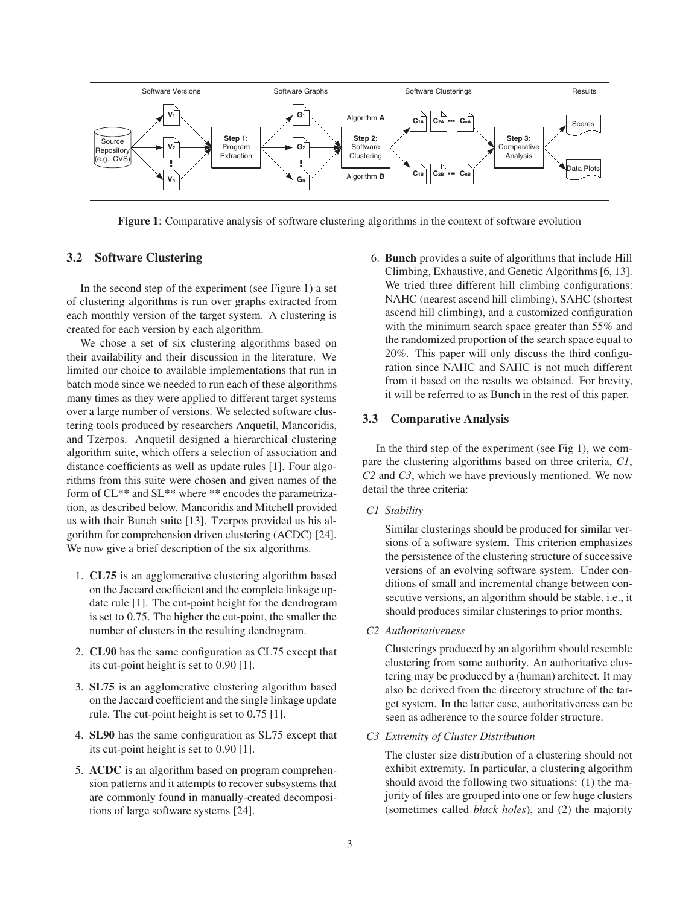**Figure 1**: Comparative analysis of software clustering algorithms in the context of software evolution

### 3.2 Software Clustering

In the second step of the experiment (see Figure 1) a set of clustering algorithms is run over graphs extracted from each monthly version of the target system. A clustering is created for each version by each algorithm.

We chose a set of six clustering algorithms based on their availability and their discussion in the literature. We limited our choice to available implementations that run in batch mode since we needed to run each of these algorithms many times as they were applied to different target systems over a large number of versions. We selected software clustering tools produced by researchers Anquetil, Mancoridis, and Tzerpos. Anquetil designed a hierarchical clustering algorithm suite, which offers a selection of association and distance coefficients as well as update rules [1]. Four algorithms from this suite were chosen and given names of the form of CL** and SL** where ** encodes the parametrization, as described below. Mancoridis and Mitchell provided us with their Bunch suite [13]. Tzerpos provided us his algorithm for comprehension driven clustering (ACDC) [24]. We now give a brief description of the six algorithms.

1. **CL75** is an agglomerative clustering algorithm based on the Jaccard coefficient and the complete linkage update rule [1]. The cut-point height for the dendrogram is set to 0.75. The higher the cut-point, the smaller the number of clusters in the resulting dendrogram.

2. **CL90** has the same configuration as CL75 except that its cut-point height is set to 0.90 [1].

3. **SL75** is an agglomerative clustering algorithm based on the Jaccard coefficient and the single linkage update rule. The cut-point height is set to 0.75 [1].

4. **SL90** has the same configuration as SL75 except that its cut-point height is set to 0.90 [1].

5. **ACDC** is an algorithm based on program comprehension patterns and it attempts to recover subsystems that are commonly found in manually-created decompositions of large software systems [24].

6. **Bunch** provides a suite of algorithms that include Hill Climbing, Exhaustive, and Genetic Algorithms [6, 13]. We tried three different hill climbing configurations: NAHC (nearest ascend hill climbing), SAHC (shortest ascend hill climbing), and a customized configuration with the minimum search space greater than 55% and the randomized proportion of the search space equal to 20%. This paper will only discuss the third configuration since NAHC and SAHC is not much different from it based on the results we obtained. For brevity, it will be referred to as Bunch in the rest of this paper.

### 3.3 Comparative Analysis

In the third step of the experiment (see Fig 1), we compare the clustering algorithms based on three criteria, *C1*, *C2* and *C3*, which we have previously mentioned. We now detail the three criteria:

*C1 Stability*

Similar clusterings should be produced for similar versions of a software system. This criterion emphasizes the persistence of the clustering structure of successive versions of an evolving software system. Under conditions of small and incremental change between consecutive versions, an algorithm should be stable, i.e., it should produces similar clusterings to prior months.

*C2 Authoritativeness*

Clusterings produced by an algorithm should resemble clustering from some authority. An authoritative clustering may be produced by a (human) architect. It may also be derived from the directory structure of the target system. In the latter case, authoritativeness can be seen as adherence to the source folder structure.

*C3 Extremity of Cluster Distribution*

The cluster size distribution of a clustering should not exhibit extremity. In particular, a clustering algorithm should avoid the following two situations: (1) the majority of files are grouped into one or few huge clusters (sometimes called *black holes*), and (2) the majority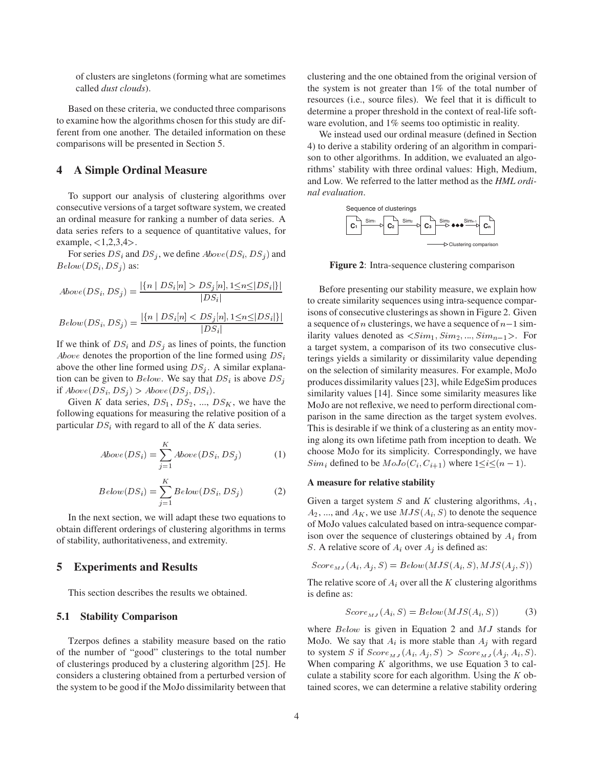of clusters are singletons (forming what are sometimes called *dust clouds*).

Based on these criteria, we conducted three comparisons to examine how the algorithms chosen for this study are different from one another. The detailed information on these comparisons will be presented in Section 5.

## 4 A Simple Ordinal Measure

To support our analysis of clustering algorithms over consecutive versions of a target software system, we created an ordinal measure for ranking a number of data series. A data series refers to a sequence of quantitative values, for example, <1,2,3,4>.

For series $DS_i$ and $DS_j$, we define $Above(DS_i, DS_j)$ and $Below(DS_i, DS_j)$ as:

$$Above(DS_i, DS_j) = \frac{|\{n \mid DS_i[n] > DS_j[n], 1 \leq n \leq |DS_i|\}|}{|DS_i|}$$

$$Below(DS_i, DS_j) = \frac{|\{n \mid DS_i[n] < DS_j[n], 1 \leq n \leq |DS_i|\}|}{|DS_i|}$$

If we think of $DS_i$ and $DS_j$ as lines of points, the function $Above$ denotes the proportion of the line formed using $DS_i$ above the other line formed using $DS_j$. A similar explanation can be given to $Below$. We say that $DS_i$ is above $DS_j$ if $Above(DS_i, DS_j) > Above(DS_j, DS_i)$.

Given $K$ data series, $DS_1$, $DS_2$, ..., $DS_K$, we have the following equations for measuring the relative position of a particular $DS_i$ with regard to all of the $K$ data series.

$$Above(DS_i) = \sum_{j=1}^{K} Above(DS_i, DS_j) \tag{1}$$

$$Below(DS_i) = \sum_{j=1}^{K} Below(DS_i, DS_j) \tag{2}$$

In the next section, we will adapt these two equations to obtain different orderings of clustering algorithms in terms of stability, authoritativeness, and extremity.

## 5 Experiments and Results

This section describes the results we obtained.

### 5.1 Stability Comparison

Tzerpos defines a stability measure based on the ratio of the number of "good" clusterings to the total number of clusterings produced by a clustering algorithm [25]. He considers a clustering obtained from a perturbed version of the system to be good if the MoJo dissimilarity between that clustering and the one obtained from the original version of the system is not greater than 1% of the total number of resources (i.e., source files). We feel that it is difficult to determine a proper threshold in the context of real-life software evolution, and 1% seems too optimistic in reality.

We instead used our ordinal measure (defined in Section 4) to derive a stability ordering of an algorithm in comparison to other algorithms. In addition, we evaluated an algorithms' stability with three ordinal values: High, Medium, and Low. We referred to the latter method as the *HML ordinal evaluation*.

Sequence of clusterings: $C_1$ →($Sim_1$) $C_2$ →($Sim_2$) $C_3$ →($Sim_3$) ... →($Sim_{n-1}$) $C_n$ (→ Clustering comparison)

**Figure 2**: Intra-sequence clustering comparison

Before presenting our stability measure, we explain how to create similarity sequences using intra-sequence comparisons of consecutive clusterings as shown in Figure 2. Given a sequence of $n$ clusterings, we have a sequence of $n-1$ similarity values denoted as $<Sim_1, Sim_2, ..., Sim_{n-1}>$. For a target system, a comparison of its two consecutive clusterings yields a similarity or dissimilarity value depending on the selection of similarity measures. For example, MoJo produces dissimilarity values [23], while EdgeSim produces similarity values [14]. Since some similarity measures like MoJo are not reflexive, we need to perform directional comparison in the same direction as the target system evolves. This is desirable if we think of a clustering as an entity moving along its own lifetime path from inception to death. We choose MoJo for its simplicity. Correspondingly, we have $Sim_i$ defined to be $MoJo(C_i, C_{i+1})$ where $1 \leq i \leq (n-1)$.

**A measure for relative stability**

Given a target system $S$ and $K$ clustering algorithms, $A_1$, $A_2$, ..., and $A_K$, we use $MJS(A_i, S)$ to denote the sequence of MoJo values calculated based on intra-sequence comparison over the sequence of clusterings obtained by $A_i$ from $S$. A relative score of $A_i$ over $A_j$ is defined as:

$$Score_{MJ}(A_i, A_j, S) = Below(MJS(A_i, S), MJS(A_j, S))$$

The relative score of $A_i$ over all the $K$ clustering algorithms is define as:

$$Score_{MJ}(A_i, S) = Below(MJS(A_i, S)) \tag{3}$$

where $Below$ is given in Equation 2 and $MJ$ stands for MoJo. We say that $A_i$ is more stable than $A_j$ with regard to system $S$ if $Score_{MJ}(A_i, A_j, S) > Score_{MJ}(A_j, A_i, S)$. When comparing $K$ algorithms, we use Equation 3 to calculate a stability score for each algorithm. Using the $K$ obtained scores, we can determine a relative stability ordering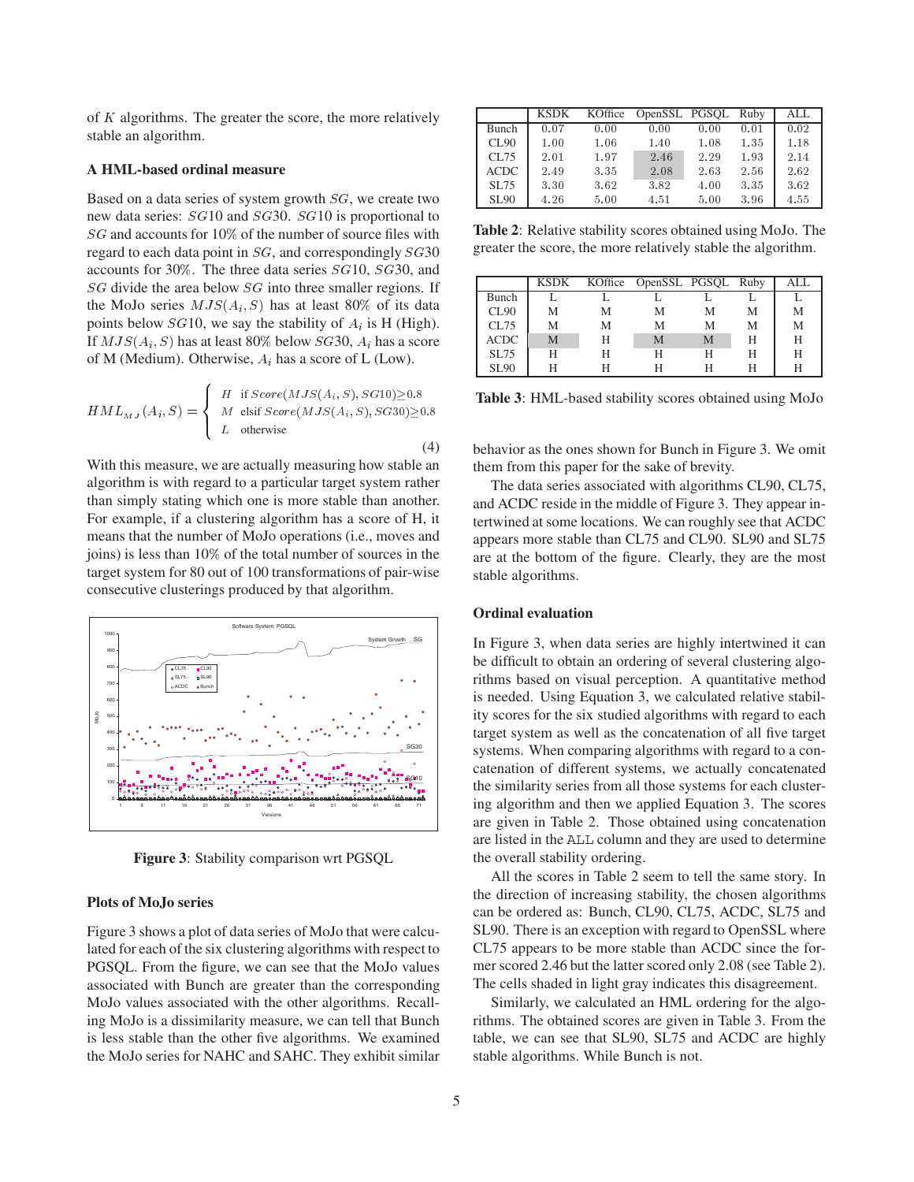of $K$ algorithms. The greater the score, the more relatively stable an algorithm.

### A HML-based ordinal measure

Based on a data series of system growth $SG$, we create two new data series: $SG10$ and $SG30$. $SG10$ is proportional to $SG$ and accounts for 10% of the number of source files with regard to each data point in $SG$, and correspondingly $SG30$ accounts for 30%. The three data series $SG10$, $SG30$, and $SG$ divide the area below $SG$ into three smaller regions. If the MoJo series $MJS(A_i, S)$ has at least 80% of its data points below $SG10$, we say the stability of $A_i$ is H (High). If $MJS(A_i, S)$ has at least 80% below $SG30$, $A_i$ has a score of M (Medium). Otherwise, $A_i$ has a score of L (Low).

$$HML_{MJ}(A_i, S) = \begin{cases} H & \text{if } Score(MJS(A_i, S), SG10) \geq 0.8 \\ M & \text{elsif } Score(MJS(A_i, S), SG30) \geq 0.8 \\ L & \text{otherwise} \end{cases} \tag{4}$$

With this measure, we are actually measuring how stable an algorithm is with regard to a particular target system rather than simply stating which one is more stable than another. For example, if a clustering algorithm has a score of H, it means that the number of MoJo operations (i.e., moves and joins) is less than 10% of the total number of sources in the target system for 80 out of 100 transformations of pair-wise consecutive clusterings produced by that algorithm.

Figure 3: Stability comparison wrt PGSQL

### Plots of MoJo series

Figure 3 shows a plot of data series of MoJo that were calculated for each of the six clustering algorithms with respect to PGSQL. From the figure, we can see that the MoJo values associated with Bunch are greater than the corresponding MoJo values associated with the other algorithms. Recalling MoJo is a dissimilarity measure, we can tell that Bunch is less stable than the other five algorithms. We examined the MoJo series for NAHC and SAHC. They exhibit similar behavior as the ones shown for Bunch in Figure 3. We omit them from this paper for the sake of brevity.

The data series associated with algorithms CL90, CL75, and ACDC reside in the middle of Figure 3. They appear intertwined at some locations. We can roughly see that ACDC appears more stable than CL75 and CL90. SL90 and SL75 are at the bottom of the figure. Clearly, they are the most stable algorithms.

|  | KSDK | KOffice | OpenSSL | PGSQL | Ruby | ALL |
|---|---|---|---|---|---|---|
| Bunch | 0.07 | 0.00 | 0.00 | 0.00 | 0.01 | 0.02 |
| CL90 | 1.00 | 1.06 | 1.40 | 1.08 | 1.35 | 1.18 |
| CL75 | 2.01 | 1.97 | 2.46 | 2.29 | 1.93 | 2.14 |
| ACDC | 2.49 | 3.35 | 2.08 | 2.63 | 2.56 | 2.62 |
| SL75 | 3.30 | 3.62 | 3.82 | 4.00 | 3.35 | 3.62 |
| SL90 | 4.26 | 5.00 | 4.51 | 5.00 | 3.96 | 4.55 |

**Table 2**: Relative stability scores obtained using MoJo. The greater the score, the more relatively stable the algorithm.

|  | KSDK | KOffice | OpenSSL | PGSQL | Ruby | ALL |
|---|---|---|---|---|---|---|
| Bunch | L | L | L | L | L | L |
| CL90 | M | M | M | M | M | M |
| CL75 | M | M | M | M | M | M |
| ACDC | M | H | M | M | H | H |
| SL75 | H | H | H | H | H | H |
| SL90 | H | H | H | H | H | H |

**Table 3**: HML-based stability scores obtained using MoJo

### Ordinal evaluation

In Figure 3, when data series are highly intertwined it can be difficult to obtain an ordering of several clustering algorithms based on visual perception. A quantitative method is needed. Using Equation 3, we calculated relative stability scores for the six studied algorithms with regard to each target system as well as the concatenation of all five target systems. When comparing algorithms with regard to a concatenation of different systems, we actually concatenated the similarity series from all those systems for each clustering algorithm and then we applied Equation 3. The scores are given in Table 2. Those obtained using concatenation are listed in the ALL column and they are used to determine the overall stability ordering.

All the scores in Table 2 seem to tell the same story. In the direction of increasing stability, the chosen algorithms can be ordered as: Bunch, CL90, CL75, ACDC, SL75 and SL90. There is an exception with regard to OpenSSL where CL75 appears to be more stable than ACDC since the former scored 2.46 but the latter scored only 2.08 (see Table 2). The cells shaded in light gray indicates this disagreement.

Similarly, we calculated an HML ordering for the algorithms. The obtained scores are given in Table 3. From the table, we can see that SL90, SL75 and ACDC are highly stable algorithms. While Bunch is not.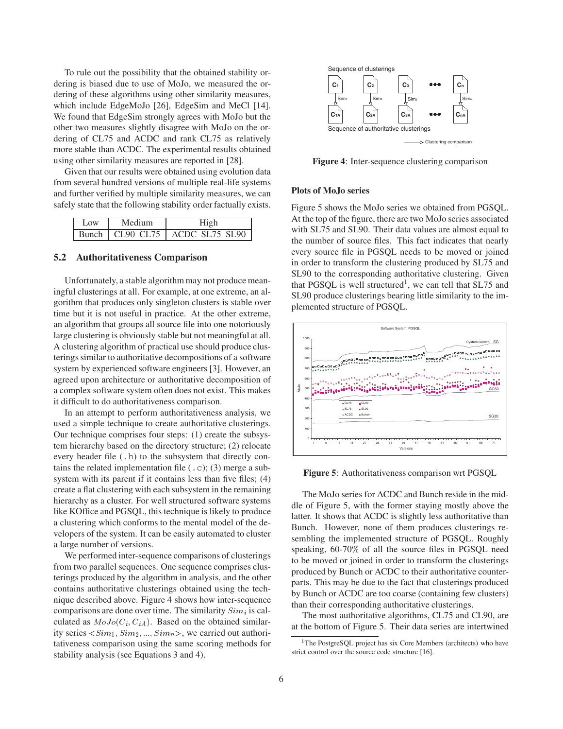To rule out the possibility that the obtained stability ordering is biased due to use of MoJo, we measured the ordering of these algorithms using other similarity measures, which include EdgeMoJo [26], EdgeSim and MeCl [14]. We found that EdgeSim strongly agrees with MoJo but the other two measures slightly disagree with MoJo on the ordering of CL75 and ACDC and rank CL75 as relatively more stable than ACDC. The experimental results obtained using other similarity measures are reported in [28].

Given that our results were obtained using evolution data from several hundred versions of multiple real-life systems and further verified by multiple similarity measures, we can safely state that the following stability order factually exists.

| Low | Medium | High |
|---|---|---|
| Bunch | CL90 CL75 | ACDC SL75 SL90 |

### 5.2 Authoritativeness Comparison

Unfortunately, a stable algorithm may not produce meaningful clusterings at all. For example, at one extreme, an algorithm that produces only singleton clusters is stable over time but it is not useful in practice. At the other extreme, an algorithm that groups all source file into one notoriously large clustering is obviously stable but not meaningful at all. A clustering algorithm of practical use should produce clusterings similar to authoritative decompositions of a software system by experienced software engineers [3]. However, an agreed upon architecture or authoritative decomposition of a complex software system often does not exist. This makes it difficult to do authoritativeness comparison.

In an attempt to perform authoritativeness analysis, we used a simple technique to create authoritative clusterings. Our technique comprises four steps: (1) create the subsystem hierarchy based on the directory structure; (2) relocate every header file (`.h`) to the subsystem that directly contains the related implementation file (`.c`); (3) merge a subsystem with its parent if it contains less than five files; (4) create a flat clustering with each subsystem in the remaining hierarchy as a cluster. For well structured software systems like KOffice and PGSQL, this technique is likely to produce a clustering which conforms to the mental model of the developers of the system. It can be easily automated to cluster a large number of versions.

We performed inter-sequence comparisons of clusterings from two parallel sequences. One sequence comprises clusterings produced by the algorithm in analysis, and the other contains authoritative clusterings obtained using the technique described above. Figure 4 shows how inter-sequence comparisons are done over time. The similarity $Sim_i$ is calculated as $MoJo(C_i, C_{iA})$. Based on the obtained similarity series $<Sim_1, Sim_2, ..., Sim_n>$, we carried out authoritativeness comparison using the same scoring methods for stability analysis (see Equations 3 and 4).

**Figure 4**: Inter-sequence clustering comparison

#### Plots of MoJo series

Figure 5 shows the MoJo series we obtained from PGSQL. At the top of the figure, there are two MoJo series associated with SL75 and SL90. Their data values are almost equal to the number of source files. This fact indicates that nearly every source file in PGSQL needs to be moved or joined in order to transform the clustering produced by SL75 and SL90 to the corresponding authoritative clustering. Given that PGSQL is well structured[1], we can tell that SL75 and SL90 produce clusterings bearing little similarity to the implemented structure of PGSQL.

**Figure 5**: Authoritativeness comparison wrt PGSQL

The MoJo series for ACDC and Bunch reside in the middle of Figure 5, with the former staying mostly above the latter. It shows that ACDC is slightly less authoritative than Bunch. However, none of them produces clusterings resembling the implemented structure of PGSQL. Roughly speaking, 60-70% of all the source files in PGSQL need to be moved or joined in order to transform the clusterings produced by Bunch or ACDC to their authoritative counterparts. This may be due to the fact that clusterings produced by Bunch or ACDC are too coarse (containing few clusters) than their corresponding authoritative clusterings.

The most authoritative algorithms, CL75 and CL90, are at the bottom of Figure 5. Their data series are intertwined

[1] The PostgreSQL project has six Core Members (architects) who have strict control over the source code structure [16].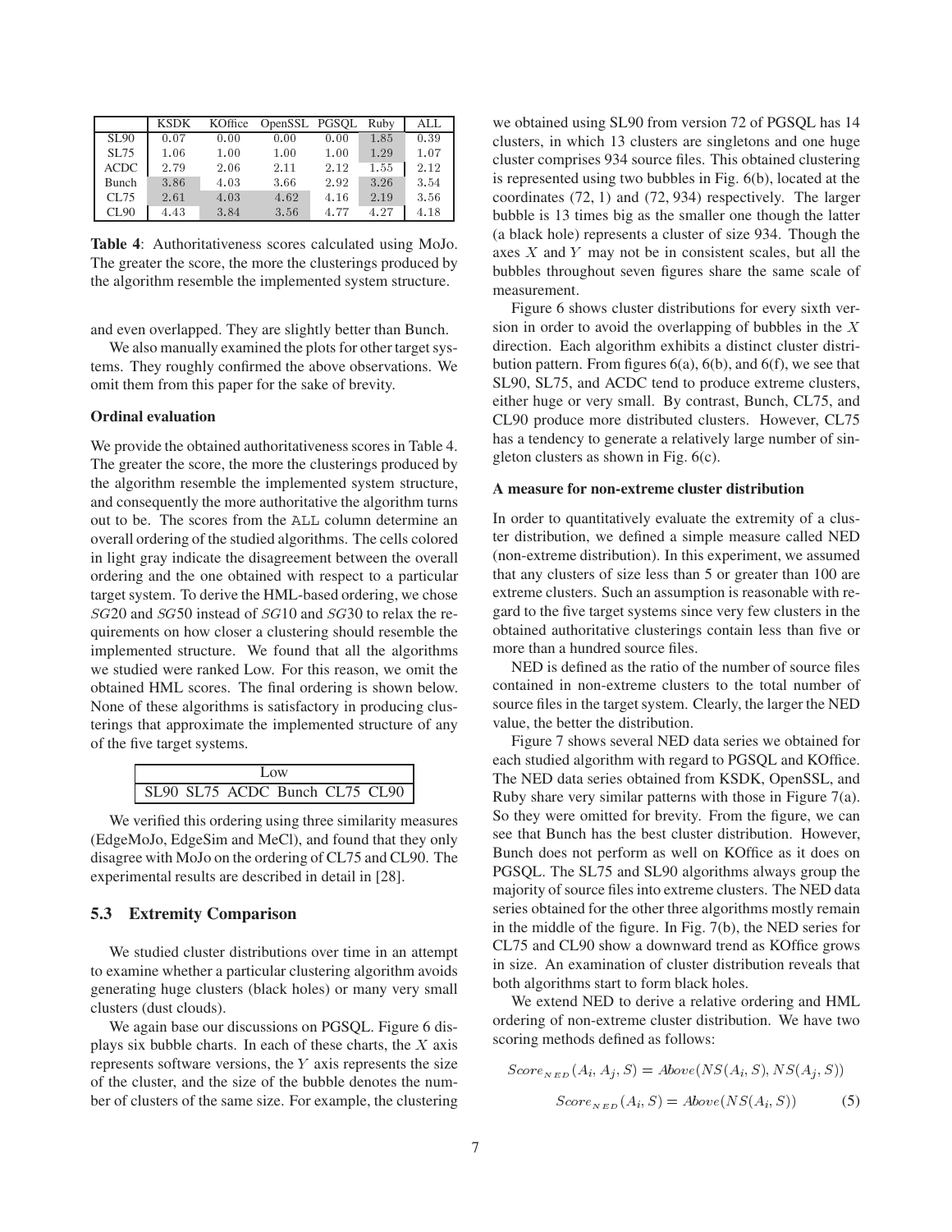|  | KSDK | KOffice | OpenSSL | PGSQL | Ruby | ALL |
|---|---|---|---|---|---|---|
| SL90 | 0.07 | 0.00 | 0.00 | 0.00 | 1.85 | 0.39 |
| SL75 | 1.06 | 1.00 | 1.00 | 1.00 | 1.29 | 1.07 |
| ACDC | 2.79 | 2.06 | 2.11 | 2.12 | 1.55 | 2.12 |
| Bunch | 3.86 | 4.03 | 3.66 | 2.92 | 3.26 | 3.54 |
| CL75 | 2.61 | 4.03 | 4.62 | 4.16 | 2.19 | 3.56 |
| CL90 | 4.43 | 3.84 | 3.56 | 4.77 | 4.27 | 4.18 |

**Table 4**: Authoritativeness scores calculated using MoJo. The greater the score, the more the clusterings produced by the algorithm resemble the implemented system structure.

and even overlapped. They are slightly better than Bunch.

We also manually examined the plots for other target systems. They roughly confirmed the above observations. We omit them from this paper for the sake of brevity.

#### Ordinal evaluation

We provide the obtained authoritativeness scores in Table 4. The greater the score, the more the clusterings produced by the algorithm resemble the implemented system structure, and consequently the more authoritative the algorithm turns out to be. The scores from the ALL column determine an overall ordering of the studied algorithms. The cells colored in light gray indicate the disagreement between the overall ordering and the one obtained with respect to a particular target system. To derive the HML-based ordering, we chose $SG20$ and $SG50$ instead of $SG10$ and $SG30$ to relax the requirements on how closer a clustering should resemble the implemented structure. We found that all the algorithms we studied were ranked Low. For this reason, we omit the obtained HML scores. The final ordering is shown below. None of these algorithms is satisfactory in producing clusterings that approximate the implemented structure of any of the five target systems.

| Low |
|---|
| SL90 SL75 ACDC Bunch CL75 CL90 |

We verified this ordering using three similarity measures (EdgeMoJo, EdgeSim and MeCl), and found that they only disagree with MoJo on the ordering of CL75 and CL90. The experimental results are described in detail in [28].

### 5.3 Extremity Comparison

We studied cluster distributions over time in an attempt to examine whether a particular clustering algorithm avoids generating huge clusters (black holes) or many very small clusters (dust clouds).

We again base our discussions on PGSQL. Figure 6 displays six bubble charts. In each of these charts, the $X$ axis represents software versions, the $Y$ axis represents the size of the cluster, and the size of the bubble denotes the number of clusters of the same size. For example, the clustering we obtained using SL90 from version 72 of PGSQL has 14 clusters, in which 13 clusters are singletons and one huge cluster comprises 934 source files. This obtained clustering is represented using two bubbles in Fig. 6(b), located at the coordinates (72, 1) and (72, 934) respectively. The larger bubble is 13 times big as the smaller one though the latter (a black hole) represents a cluster of size 934. Though the axes $X$ and $Y$ may not be in consistent scales, but all the bubbles throughout seven figures share the same scale of measurement.

Figure 6 shows cluster distributions for every sixth version in order to avoid the overlapping of bubbles in the $X$ direction. Each algorithm exhibits a distinct cluster distribution pattern. From figures 6(a), 6(b), and 6(f), we see that SL90, SL75, and ACDC tend to produce extreme clusters, either huge or very small. By contrast, Bunch, CL75, and CL90 produce more distributed clusters. However, CL75 has a tendency to generate a relatively large number of singleton clusters as shown in Fig. 6(c).

#### A measure for non-extreme cluster distribution

In order to quantitatively evaluate the extremity of a cluster distribution, we defined a simple measure called NED (non-extreme distribution). In this experiment, we assumed that any clusters of size less than 5 or greater than 100 are extreme clusters. Such an assumption is reasonable with regard to the five target systems since very few clusters in the obtained authoritative clusterings contain less than five or more than a hundred source files.

NED is defined as the ratio of the number of source files contained in non-extreme clusters to the total number of source files in the target system. Clearly, the larger the NED value, the better the distribution.

Figure 7 shows several NED data series we obtained for each studied algorithm with regard to PGSQL and KOffice. The NED data series obtained from KSDK, OpenSSL, and Ruby share very similar patterns with those in Figure 7(a). So they were omitted for brevity. From the figure, we can see that Bunch has the best cluster distribution. However, Bunch does not perform as well on KOffice as it does on PGSQL. The SL75 and SL90 algorithms always group the majority of source files into extreme clusters. The NED data series obtained for the other three algorithms mostly remain in the middle of the figure. In Fig. 7(b), the NED series for CL75 and CL90 show a downward trend as KOffice grows in size. An examination of cluster distribution reveals that both algorithms start to form black holes.

We extend NED to derive a relative ordering and HML ordering of non-extreme cluster distribution. We have two scoring methods defined as follows:

$$Score_{NED}(A_i, A_j, S) = Above(NS(A_i, S), NS(A_j, S))$$

$$Score_{NED}(A_i, S) = Above(NS(A_i, S)) \tag{5}$$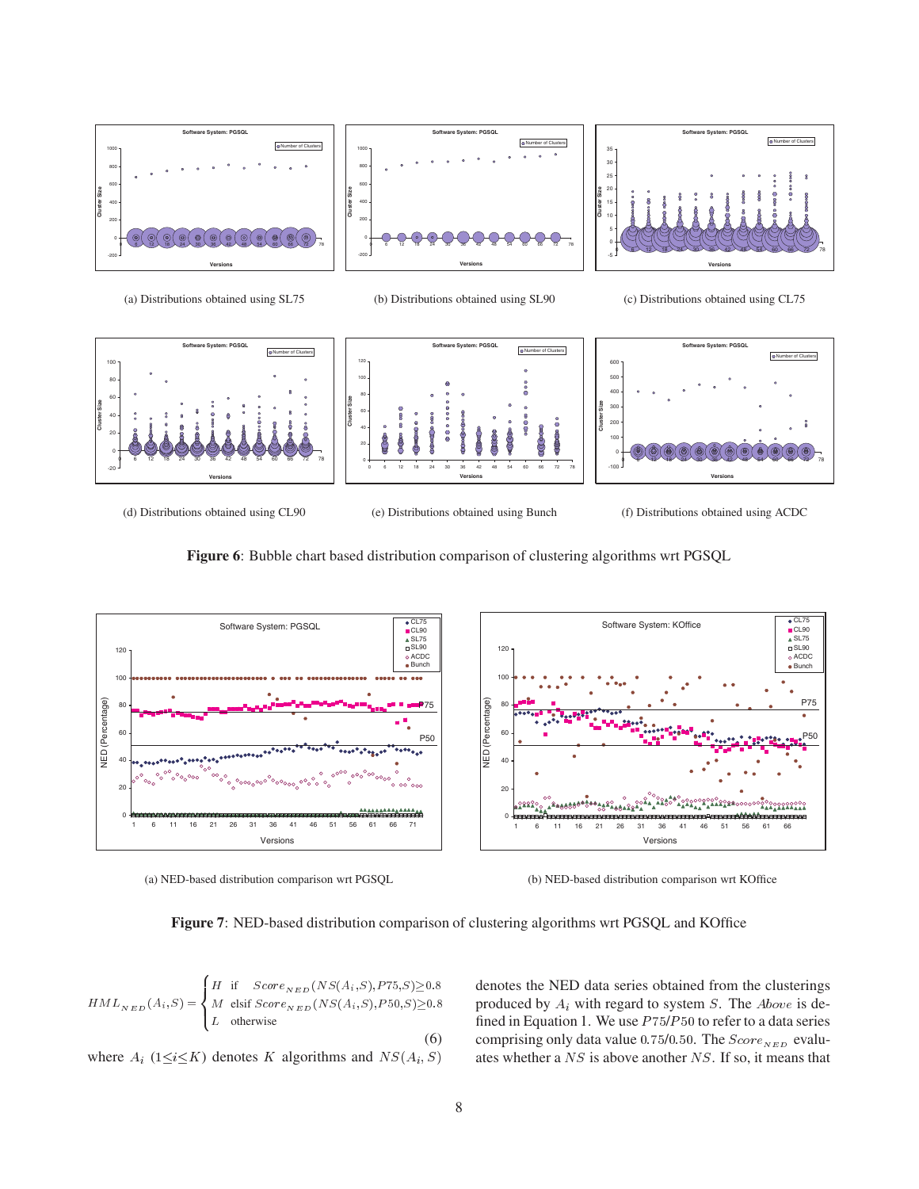(a) Distributions obtained using SL75

(b) Distributions obtained using SL90

(c) Distributions obtained using CL75

(d) Distributions obtained using CL90

(e) Distributions obtained using Bunch

(f) Distributions obtained using ACDC

**Figure 6**: Bubble chart based distribution comparison of clustering algorithms wrt PGSQL

(a) NED-based distribution comparison wrt PGSQL

(b) NED-based distribution comparison wrt KOffice

**Figure 7**: NED-based distribution comparison of clustering algorithms wrt PGSQL and KOffice

$$HML_{NED}(A_i,S) = \begin{cases} H & \text{if} \quad Score_{NED}(NS(A_i,S),P75,S) \geq 0.8 \\ M & \text{elsif } Score_{NED}(NS(A_i,S),P50,S) \geq 0.8 \\ L & \text{otherwise} \end{cases} \tag{6}$$

where $A_i$ ($1 \leq i \leq K$) denotes $K$ algorithms and $NS(A_i, S)$ denotes the NED data series obtained from the clusterings produced by $A_i$ with regard to system $S$. The $Above$ is defined in Equation 1. We use $P75$/$P50$ to refer to a data series comprising only data value 0.75/0.50. The $Score_{NED}$ evaluates whether a $NS$ is above another $NS$. If so, it means that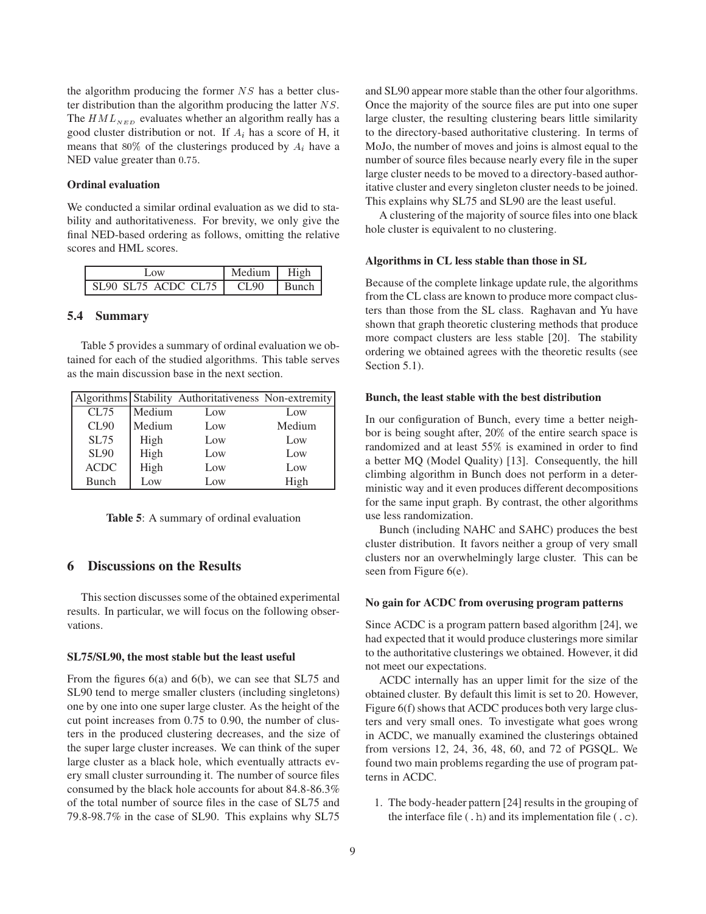the algorithm producing the former $NS$ has a better cluster distribution than the algorithm producing the latter $NS$. The $HML_{NED}$ evaluates whether an algorithm really has a good cluster distribution or not. If $A_i$ has a score of H, it means that $80\%$ of the clusterings produced by $A_i$ have a NED value greater than $0.75$.

**Ordinal evaluation**

We conducted a similar ordinal evaluation as we did to stability and authoritativeness. For brevity, we only give the final NED-based ordering as follows, omitting the relative scores and HML scores.

| Low | Medium | High |
|---|---|---|
| SL90 SL75 ACDC CL75 | CL90 | Bunch |

### 5.4 Summary

Table 5 provides a summary of ordinal evaluation we obtained for each of the studied algorithms. This table serves as the main discussion base in the next section.

| Algorithms | Stability | Authoritativeness | Non-extremity |
|---|---|---|---|
| CL75 | Medium | Low | Low |
| CL90 | Medium | Low | Medium |
| SL75 | High | Low | Low |
| SL90 | High | Low | Low |
| ACDC | High | Low | Low |
| Bunch | Low | Low | High |

**Table 5**: A summary of ordinal evaluation

## 6 Discussions on the Results

This section discusses some of the obtained experimental results. In particular, we will focus on the following observations.

**SL75/SL90, the most stable but the least useful**

From the figures 6(a) and 6(b), we can see that SL75 and SL90 tend to merge smaller clusters (including singletons) one by one into one super large cluster. As the height of the cut point increases from 0.75 to 0.90, the number of clusters in the produced clustering decreases, and the size of the super large cluster increases. We can think of the super large cluster as a black hole, which eventually attracts every small cluster surrounding it. The number of source files consumed by the black hole accounts for about 84.8-86.3% of the total number of source files in the case of SL75 and 79.8-98.7% in the case of SL90. This explains why SL75 and SL90 appear more stable than the other four algorithms. Once the majority of the source files are put into one super large cluster, the resulting clustering bears little similarity to the directory-based authoritative clustering. In terms of MoJo, the number of moves and joins is almost equal to the number of source files because nearly every file in the super large cluster needs to be moved to a directory-based authoritative cluster and every singleton cluster needs to be joined. This explains why SL75 and SL90 are the least useful.

A clustering of the majority of source files into one black hole cluster is equivalent to no clustering.

**Algorithms in CL less stable than those in SL**

Because of the complete linkage update rule, the algorithms from the CL class are known to produce more compact clusters than those from the SL class. Raghavan and Yu have shown that graph theoretic clustering methods that produce more compact clusters are less stable [20]. The stability ordering we obtained agrees with the theoretic results (see Section 5.1).

**Bunch, the least stable with the best distribution**

In our configuration of Bunch, every time a better neighbor is being sought after, 20% of the entire search space is randomized and at least 55% is examined in order to find a better MQ (Model Quality) [13]. Consequently, the hill climbing algorithm in Bunch does not perform in a deterministic way and it even produces different decompositions for the same input graph. By contrast, the other algorithms use less randomization.

Bunch (including NAHC and SAHC) produces the best cluster distribution. It favors neither a group of very small clusters nor an overwhelmingly large cluster. This can be seen from Figure 6(e).

**No gain for ACDC from overusing program patterns**

Since ACDC is a program pattern based algorithm [24], we had expected that it would produce clusterings more similar to the authoritative clusterings we obtained. However, it did not meet our expectations.

ACDC internally has an upper limit for the size of the obtained cluster. By default this limit is set to 20. However, Figure 6(f) shows that ACDC produces both very large clusters and very small ones. To investigate what goes wrong in ACDC, we manually examined the clusterings obtained from versions 12, 24, 36, 48, 60, and 72 of PGSQL. We found two main problems regarding the use of program patterns in ACDC.

1. The body-header pattern [24] results in the grouping of the interface file (`.h`) and its implementation file (`.c`).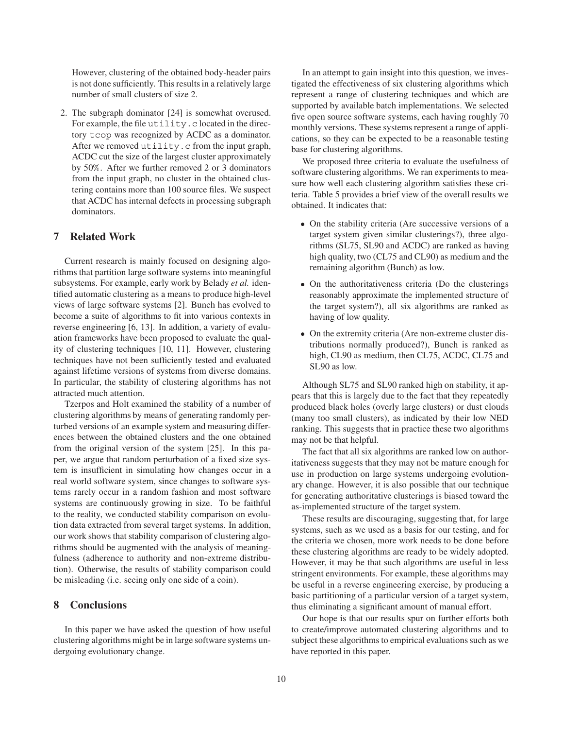However, clustering of the obtained body-header pairs is not done sufficiently. This results in a relatively large number of small clusters of size 2.

2. The subgraph dominator [24] is somewhat overused. For example, the file `utility.c` located in the directory `tcop` was recognized by ACDC as a dominator. After we removed `utility.c` from the input graph, ACDC cut the size of the largest cluster approximately by 50%. After we further removed 2 or 3 dominators from the input graph, no cluster in the obtained clustering contains more than 100 source files. We suspect that ACDC has internal defects in processing subgraph dominators.

## 7 Related Work

Current research is mainly focused on designing algorithms that partition large software systems into meaningful subsystems. For example, early work by Belady *et al.* identified automatic clustering as a means to produce high-level views of large software systems [2]. Bunch has evolved to become a suite of algorithms to fit into various contexts in reverse engineering [6, 13]. In addition, a variety of evaluation frameworks have been proposed to evaluate the quality of clustering techniques [10, 11]. However, clustering techniques have not been sufficiently tested and evaluated against lifetime versions of systems from diverse domains. In particular, the stability of clustering algorithms has not attracted much attention.

Tzerpos and Holt examined the stability of a number of clustering algorithms by means of generating randomly perturbed versions of an example system and measuring differences between the obtained clusters and the one obtained from the original version of the system [25]. In this paper, we argue that random perturbation of a fixed size system is insufficient in simulating how changes occur in a real world software system, since changes to software systems rarely occur in a random fashion and most software systems are continuously growing in size. To be faithful to the reality, we conducted stability comparison on evolution data extracted from several target systems. In addition, our work shows that stability comparison of clustering algorithms should be augmented with the analysis of meaningfulness (adherence to authority and non-extreme distribution). Otherwise, the results of stability comparison could be misleading (i.e. seeing only one side of a coin).

## 8 Conclusions

In this paper we have asked the question of how useful clustering algorithms might be in large software systems undergoing evolutionary change.

In an attempt to gain insight into this question, we investigated the effectiveness of six clustering algorithms which represent a range of clustering techniques and which are supported by available batch implementations. We selected five open source software systems, each having roughly 70 monthly versions. These systems represent a range of applications, so they can be expected to be a reasonable testing base for clustering algorithms.

We proposed three criteria to evaluate the usefulness of software clustering algorithms. We ran experiments to measure how well each clustering algorithm satisfies these criteria. Table 5 provides a brief view of the overall results we obtained. It indicates that:

- On the stability criteria (Are successive versions of a target system given similar clusterings?), three algorithms (SL75, SL90 and ACDC) are ranked as having high quality, two (CL75 and CL90) as medium and the remaining algorithm (Bunch) as low.
- On the authoritativeness criteria (Do the clusterings reasonably approximate the implemented structure of the target system?), all six algorithms are ranked as having of low quality.
- On the extremity criteria (Are non-extreme cluster distributions normally produced?), Bunch is ranked as high, CL90 as medium, then CL75, ACDC, CL75 and SL90 as low.

Although SL75 and SL90 ranked high on stability, it appears that this is largely due to the fact that they repeatedly produced black holes (overly large clusters) or dust clouds (many too small clusters), as indicated by their low NED ranking. This suggests that in practice these two algorithms may not be that helpful.

The fact that all six algorithms are ranked low on authoritativeness suggests that they may not be mature enough for use in production on large systems undergoing evolutionary change. However, it is also possible that our technique for generating authoritative clusterings is biased toward the as-implemented structure of the target system.

These results are discouraging, suggesting that, for large systems, such as we used as a basis for our testing, and for the criteria we chosen, more work needs to be done before these clustering algorithms are ready to be widely adopted. However, it may be that such algorithms are useful in less stringent environments. For example, these algorithms may be useful in a reverse engineering exercise, by producing a basic partitioning of a particular version of a target system, thus eliminating a significant amount of manual effort.

Our hope is that our results spur on further efforts both to create/improve automated clustering algorithms and to subject these algorithms to empirical evaluations such as we have reported in this paper.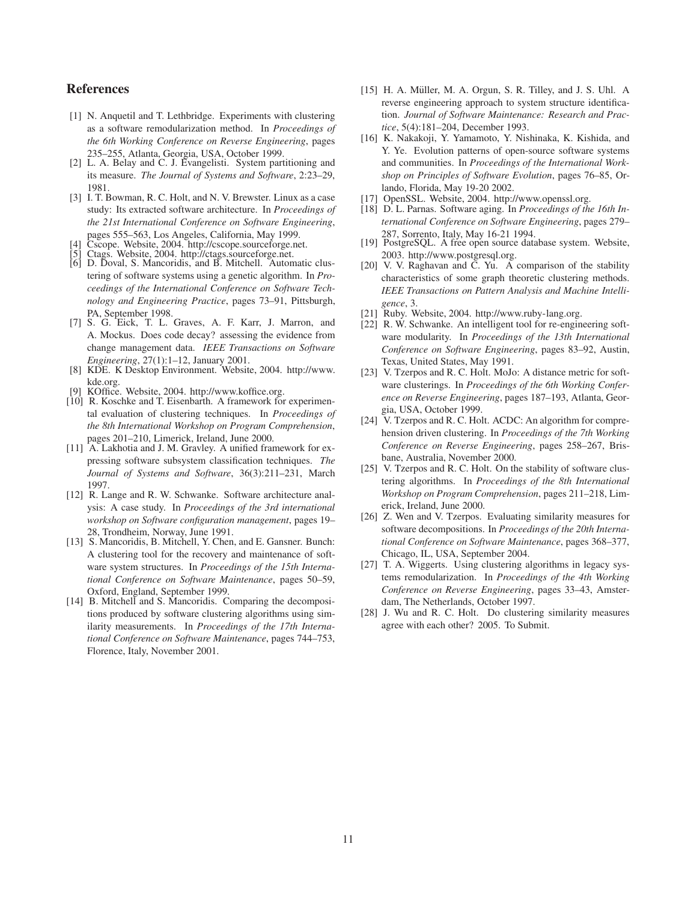# References

[1] N. Anquetil and T. Lethbridge. Experiments with clustering as a software remodularization method. In *Proceedings of the 6th Working Conference on Reverse Engineering*, pages 235–255, Atlanta, Georgia, USA, October 1999.

[2] L. A. Belay and C. J. Evangelisti. System partitioning and its measure. *The Journal of Systems and Software*, 2:23–29, 1981.

[3] I. T. Bowman, R. C. Holt, and N. V. Brewster. Linux as a case study: Its extracted software architecture. In *Proceedings of the 21st International Conference on Software Engineering*, pages 555–563, Los Angeles, California, May 1999.

[4] Cscope. Website, 2004. http://cscope.sourceforge.net.

[5] Ctags. Website, 2004. http://ctags.sourceforge.net.

[6] D. Doval, S. Mancoridis, and B. Mitchell. Automatic clustering of software systems using a genetic algorithm. In *Proceedings of the International Conference on Software Technology and Engineering Practice*, pages 73–91, Pittsburgh, PA, September 1998.

[7] S. G. Eick, T. L. Graves, A. F. Karr, J. Marron, and A. Mockus. Does code decay? assessing the evidence from change management data. *IEEE Transactions on Software Engineering*, 27(1):1–12, January 2001.

[8] KDE. K Desktop Environment. Website, 2004. http://www.kde.org.

[9] KOffice. Website, 2004. http://www.koffice.org.

[10] R. Koschke and T. Eisenbarth. A framework for experimental evaluation of clustering techniques. In *Proceedings of the 8th International Workshop on Program Comprehension*, pages 201–210, Limerick, Ireland, June 2000.

[11] A. Lakhotia and J. M. Gravley. A unified framework for expressing software subsystem classification techniques. *The Journal of Systems and Software*, 36(3):211–231, March 1997.

[12] R. Lange and R. W. Schwanke. Software architecture analysis: A case study. In *Proceedings of the 3rd international workshop on Software configuration management*, pages 19–28, Trondheim, Norway, June 1991.

[13] S. Mancoridis, B. Mitchell, Y. Chen, and E. Gansner. Bunch: A clustering tool for the recovery and maintenance of software system structures. In *Proceedings of the 15th International Conference on Software Maintenance*, pages 50–59, Oxford, England, September 1999.

[14] B. Mitchell and S. Mancoridis. Comparing the decompositions produced by software clustering algorithms using similarity measurements. In *Proceedings of the 17th International Conference on Software Maintenance*, pages 744–753, Florence, Italy, November 2001.

[15] H. A. Müller, M. A. Orgun, S. R. Tilley, and J. S. Uhl. A reverse engineering approach to system structure identification. *Journal of Software Maintenance: Research and Practice*, 5(4):181–204, December 1993.

[16] K. Nakakoji, Y. Yamamoto, Y. Nishinaka, K. Kishida, and Y. Ye. Evolution patterns of open-source software systems and communities. In *Proceedings of the International Workshop on Principles of Software Evolution*, pages 76–85, Orlando, Florida, May 19-20 2002.

[17] OpenSSL. Website, 2004. http://www.openssl.org.

[18] D. L. Parnas. Software aging. In *Proceedings of the 16th International Conference on Software Engineering*, pages 279–287, Sorrento, Italy, May 16-21 1994.

[19] PostgreSQL. A free open source database system. Website, 2003. http://www.postgresql.org.

[20] V. V. Raghavan and C. Yu. A comparison of the stability characteristics of some graph theoretic clustering methods. *IEEE Transactions on Pattern Analysis and Machine Intelligence*, 3.

[21] Ruby. Website, 2004. http://www.ruby-lang.org.

[22] R. W. Schwanke. An intelligent tool for re-engineering software modularity. In *Proceedings of the 13th International Conference on Software Engineering*, pages 83–92, Austin, Texas, United States, May 1991.

[23] V. Tzerpos and R. C. Holt. MoJo: A distance metric for software clusterings. In *Proceedings of the 6th Working Conference on Reverse Engineering*, pages 187–193, Atlanta, Georgia, USA, October 1999.

[24] V. Tzerpos and R. C. Holt. ACDC: An algorithm for comprehension driven clustering. In *Proceedings of the 7th Working Conference on Reverse Engineering*, pages 258–267, Brisbane, Australia, November 2000.

[25] V. Tzerpos and R. C. Holt. On the stability of software clustering algorithms. In *Proceedings of the 8th International Workshop on Program Comprehension*, pages 211–218, Limerick, Ireland, June 2000.

[26] Z. Wen and V. Tzerpos. Evaluating similarity measures for software decompositions. In *Proceedings of the 20th International Conference on Software Maintenance*, pages 368–377, Chicago, IL, USA, September 2004.

[27] T. A. Wiggerts. Using clustering algorithms in legacy systems remodularization. In *Proceedings of the 4th Working Conference on Reverse Engineering*, pages 33–43, Amsterdam, The Netherlands, October 1997.

[28] J. Wu and R. C. Holt. Do clustering similarity measures agree with each other? 2005. To Submit.